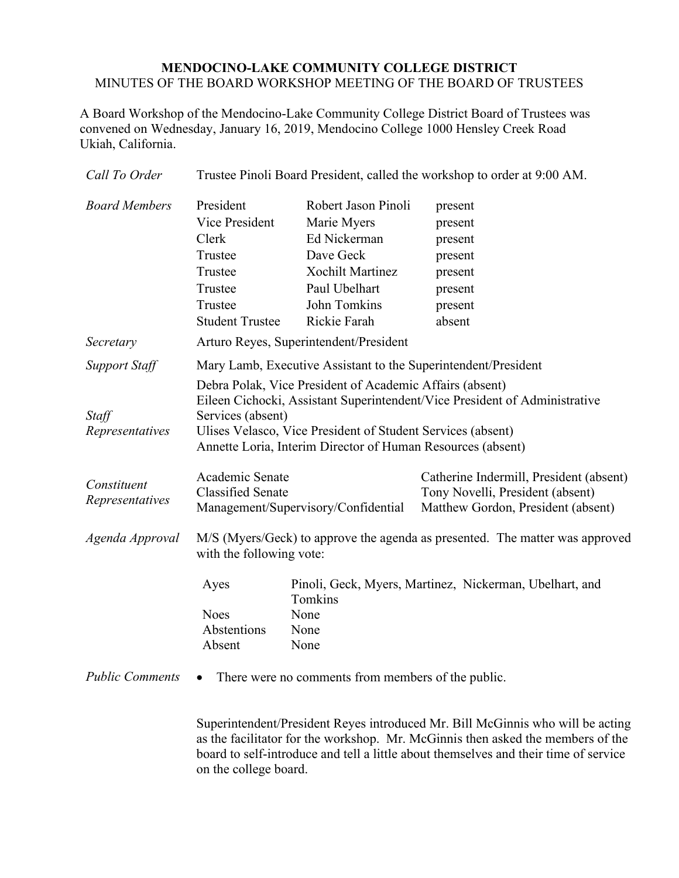# MENDOCINO-LAKE COMMUNITY COLLEGE DISTRICT
## MINUTES OF THE BOARD WORKSHOP MEETING OF THE BOARD OF TRUSTEES

A Board Workshop of the Mendocino-Lake Community College District Board of Trustees was convened on Wednesday, January 16, 2019, Mendocino College 1000 Hensley Creek Road Ukiah, California.

*Call To Order*

Trustee Pinoli Board President, called the workshop to order at 9:00 AM.

*Board Members*

| | | |
|---|---|---|
| President | Robert Jason Pinoli | present |
| Vice President | Marie Myers | present |
| Clerk | Ed Nickerman | present |
| Trustee | Dave Geck | present |
| Trustee | Xochilt Martinez | present |
| Trustee | Paul Ubelhart | present |
| Trustee | John Tomkins | present |
| Student Trustee | Rickie Farah | absent |

*Secretary*

Arturo Reyes, Superintendent/President

*Support Staff*

Mary Lamb, Executive Assistant to the Superintendent/President

*Staff Representatives*

Debra Polak, Vice President of Academic Affairs (absent)
Eileen Cichocki, Assistant Superintendent/Vice President of Administrative Services (absent)
Ulises Velasco, Vice President of Student Services (absent)
Annette Loria, Interim Director of Human Resources (absent)

*Constituent Representatives*

| | |
|---|---|
| Academic Senate | Catherine Indermill, President (absent) |
| Classified Senate | Tony Novelli, President (absent) |
| Management/Supervisory/Confidential | Matthew Gordon, President (absent) |

*Agenda Approval*

M/S (Myers/Geck) to approve the agenda as presented. The matter was approved with the following vote:

| | |
|---|---|
| Ayes | Pinoli, Geck, Myers, Martinez, Nickerman, Ubelhart, and Tomkins |
| Noes | None |
| Abstentions | None |
| Absent | None |

*Public Comments*

- There were no comments from members of the public.

Superintendent/President Reyes introduced Mr. Bill McGinnis who will be acting as the facilitator for the workshop. Mr. McGinnis then asked the members of the board to self-introduce and tell a little about themselves and their time of service on the college board.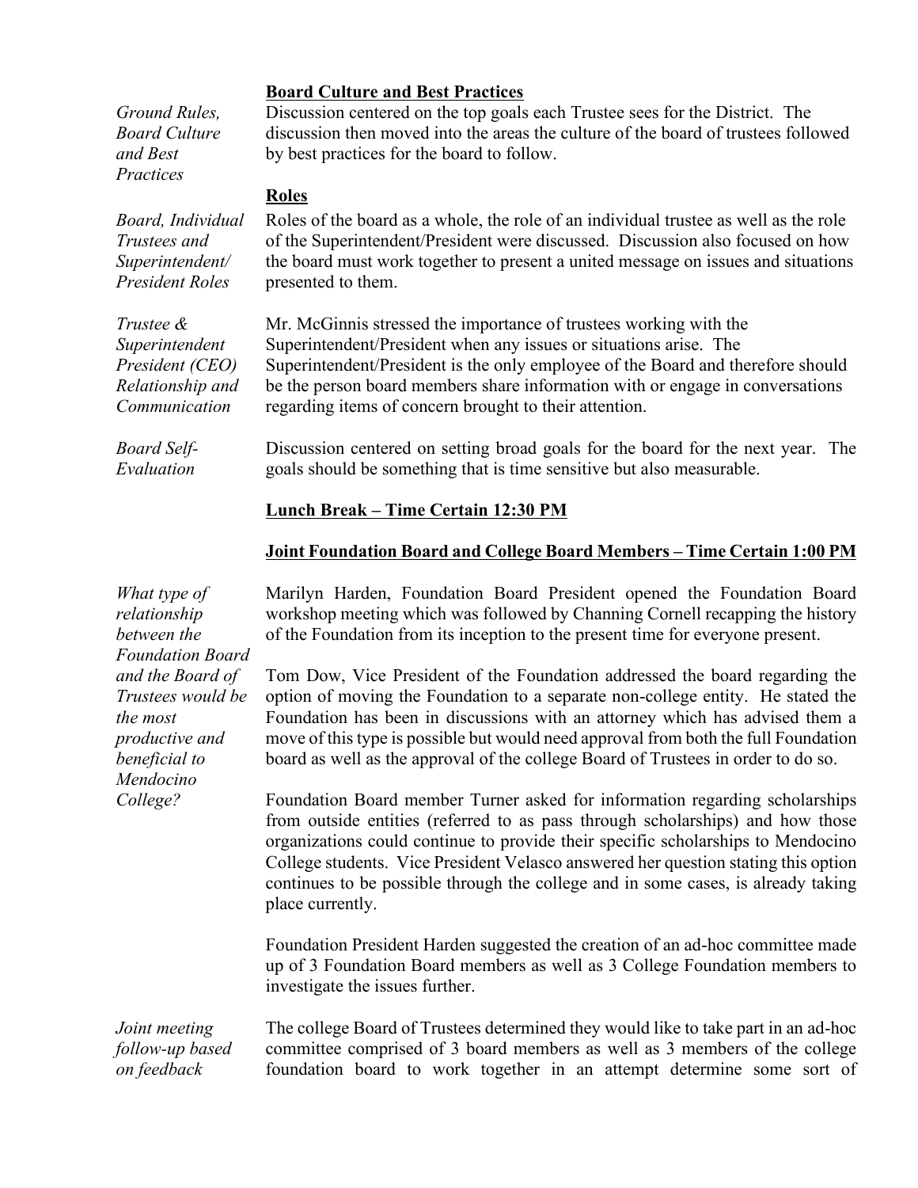**Board Culture and Best Practices**

*Ground Rules, Board Culture and Best Practices*

Discussion centered on the top goals each Trustee sees for the District. The discussion then moved into the areas the culture of the board of trustees followed by best practices for the board to follow.

**Roles**

*Board, Individual Trustees and Superintendent/ President Roles*

Roles of the board as a whole, the role of an individual trustee as well as the role of the Superintendent/President were discussed. Discussion also focused on how the board must work together to present a united message on issues and situations presented to them.

*Trustee & Superintendent President (CEO) Relationship and Communication*

Mr. McGinnis stressed the importance of trustees working with the Superintendent/President when any issues or situations arise. The Superintendent/President is the only employee of the Board and therefore should be the person board members share information with or engage in conversations regarding items of concern brought to their attention.

*Board Self-Evaluation*

Discussion centered on setting broad goals for the board for the next year. The goals should be something that is time sensitive but also measurable.

**Lunch Break – Time Certain 12:30 PM**

**Joint Foundation Board and College Board Members – Time Certain 1:00 PM**

*What type of relationship between the Foundation Board and the Board of Trustees would be the most productive and beneficial to Mendocino College?*

Marilyn Harden, Foundation Board President opened the Foundation Board workshop meeting which was followed by Channing Cornell recapping the history of the Foundation from its inception to the present time for everyone present.

Tom Dow, Vice President of the Foundation addressed the board regarding the option of moving the Foundation to a separate non-college entity. He stated the Foundation has been in discussions with an attorney which has advised them a move of this type is possible but would need approval from both the full Foundation board as well as the approval of the college Board of Trustees in order to do so.

Foundation Board member Turner asked for information regarding scholarships from outside entities (referred to as pass through scholarships) and how those organizations could continue to provide their specific scholarships to Mendocino College students. Vice President Velasco answered her question stating this option continues to be possible through the college and in some cases, is already taking place currently.

Foundation President Harden suggested the creation of an ad-hoc committee made up of 3 Foundation Board members as well as 3 College Foundation members to investigate the issues further.

*Joint meeting follow-up based on feedback*

The college Board of Trustees determined they would like to take part in an ad-hoc committee comprised of 3 board members as well as 3 members of the college foundation board to work together in an attempt determine some sort of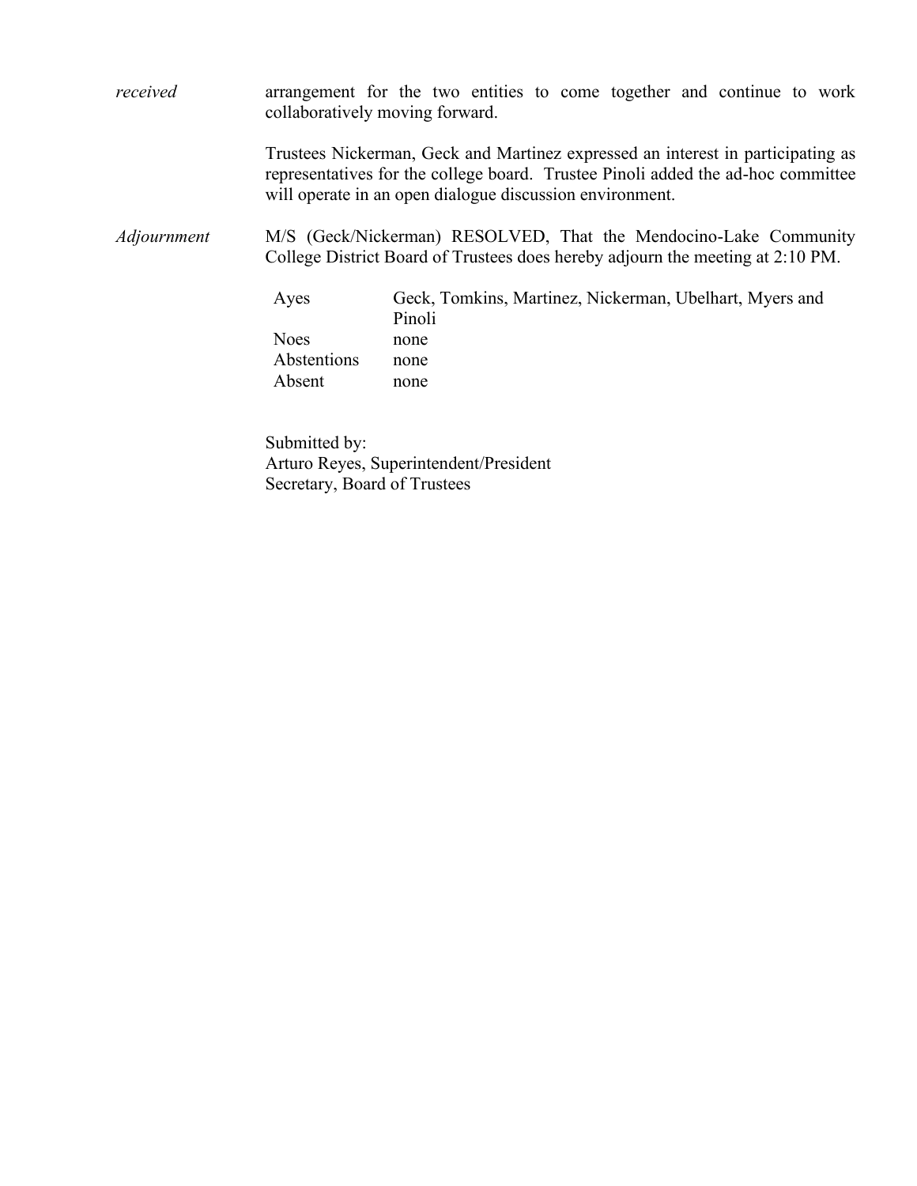*received* arrangement for the two entities to come together and continue to work collaboratively moving forward.

Trustees Nickerman, Geck and Martinez expressed an interest in participating as representatives for the college board. Trustee Pinoli added the ad-hoc committee will operate in an open dialogue discussion environment.

*Adjournment* M/S (Geck/Nickerman) RESOLVED, That the Mendocino-Lake Community College District Board of Trustees does hereby adjourn the meeting at 2:10 PM.

| | |
|---|---|
| Ayes | Geck, Tomkins, Martinez, Nickerman, Ubelhart, Myers and Pinoli |
| Noes | none |
| Abstentions | none |
| Absent | none |

Submitted by:
Arturo Reyes, Superintendent/President
Secretary, Board of Trustees